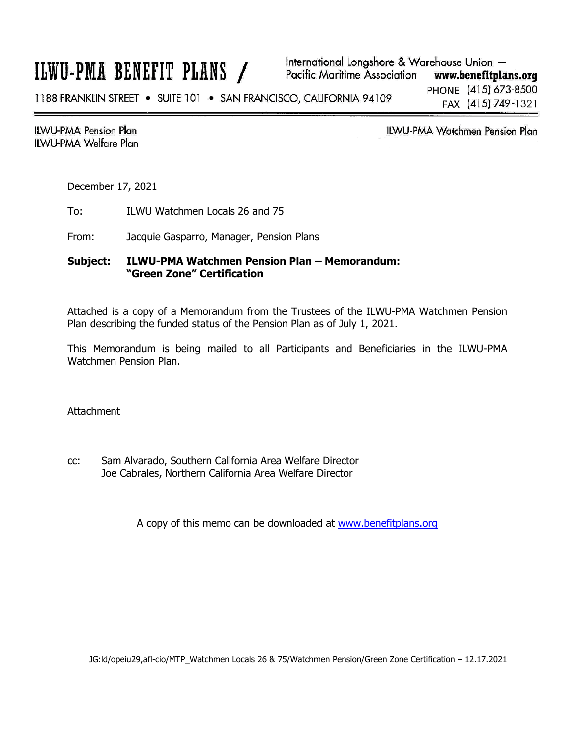# ILWU-PMA BENEFIT PLANS

International Longshore & Warehouse Union — Pacific Maritime Association **www.benefitplans.org**

1188 FRANKLIN STREET • SUITE 101 • SAN FRANCISCO, CALIFORNIA 94109

PHONE (415) 673-8500
FAX (415) 749-1321

ILWU-PMA Pension Plan
ILWU-PMA Welfare Plan

ILWU-PMA Watchmen Pension Plan

December 17, 2021

To: ILWU Watchmen Locals 26 and 75

From: Jacquie Gasparro, Manager, Pension Plans

**Subject: ILWU-PMA Watchmen Pension Plan – Memorandum: "Green Zone" Certification**

Attached is a copy of a Memorandum from the Trustees of the ILWU-PMA Watchmen Pension Plan describing the funded status of the Pension Plan as of July 1, 2021.

This Memorandum is being mailed to all Participants and Beneficiaries in the ILWU-PMA Watchmen Pension Plan.

Attachment

cc: Sam Alvarado, Southern California Area Welfare Director
Joe Cabrales, Northern California Area Welfare Director

A copy of this memo can be downloaded at [www.benefitplans.org](http://www.benefitplans.org)

JG:ld/opeiu29,afl-cio/MTP_Watchmen Locals 26 & 75/Watchmen Pension/Green Zone Certification – 12.17.2021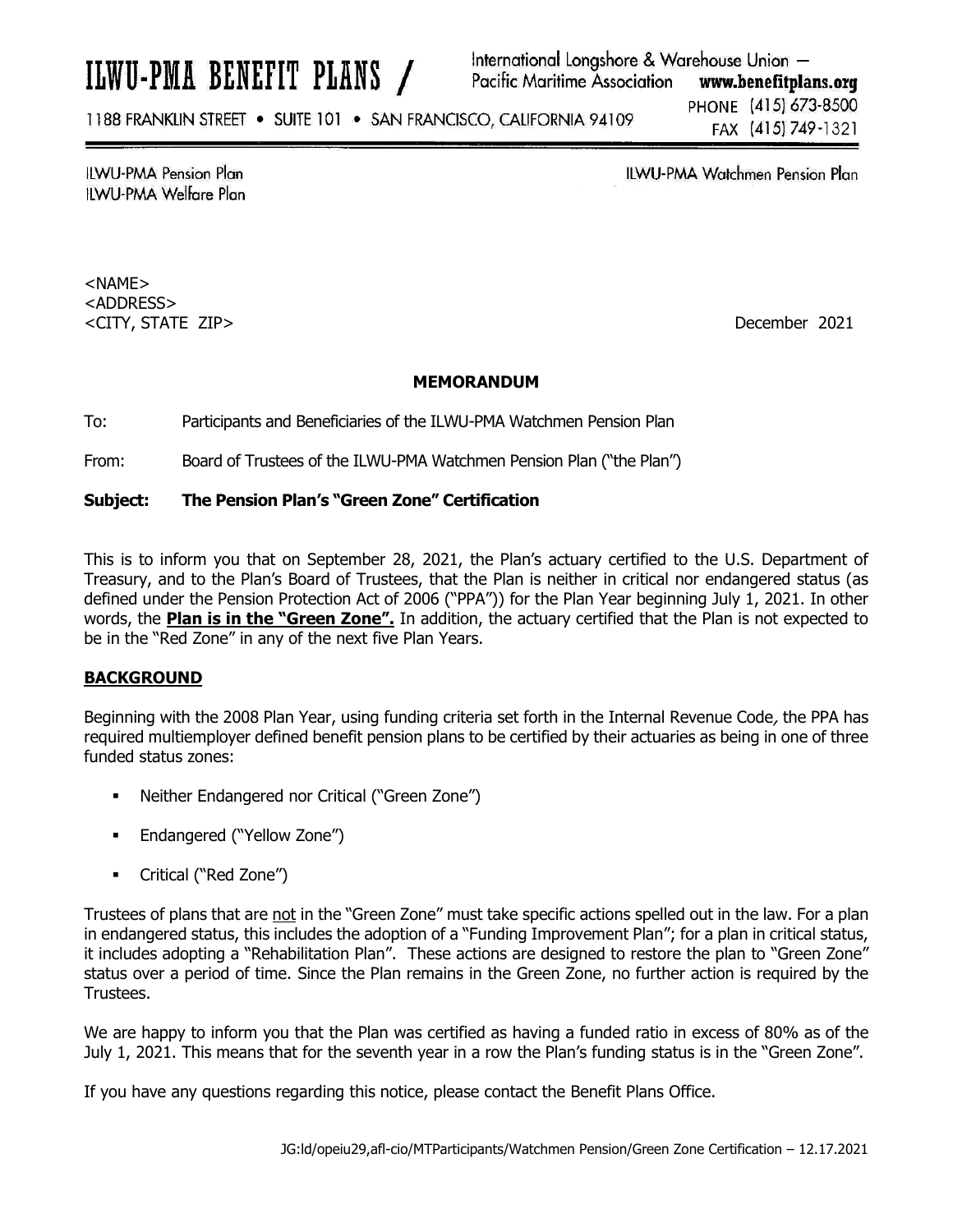# ILWU-PMA BENEFIT PLANS /

International Longshore & Warehouse Union —
Pacific Maritime Association **www.benefitplans.org**

1188 FRANKLIN STREET • SUITE 101 • SAN FRANCISCO, CALIFORNIA 94109

PHONE (415) 673-8500
FAX (415) 749-1321

ILWU-PMA Pension Plan
ILWU-PMA Welfare Plan

ILWU-PMA Watchmen Pension Plan

<NAME>
<ADDRESS>
<CITY, STATE ZIP>

December 2021

**MEMORANDUM**

To: Participants and Beneficiaries of the ILWU-PMA Watchmen Pension Plan

From: Board of Trustees of the ILWU-PMA Watchmen Pension Plan ("the Plan")

**Subject: The Pension Plan's "Green Zone" Certification**

This is to inform you that on September 28, 2021, the Plan's actuary certified to the U.S. Department of Treasury, and to the Plan's Board of Trustees, that the Plan is neither in critical nor endangered status (as defined under the Pension Protection Act of 2006 ("PPA")) for the Plan Year beginning July 1, 2021. In other words, the **Plan is in the "Green Zone".** In addition, the actuary certified that the Plan is not expected to be in the "Red Zone" in any of the next five Plan Years.

## BACKGROUND

Beginning with the 2008 Plan Year, using funding criteria set forth in the Internal Revenue Code, the PPA has required multiemployer defined benefit pension plans to be certified by their actuaries as being in one of three funded status zones:

- Neither Endangered nor Critical ("Green Zone")
- Endangered ("Yellow Zone")
- Critical ("Red Zone")

Trustees of plans that are not in the "Green Zone" must take specific actions spelled out in the law. For a plan in endangered status, this includes the adoption of a "Funding Improvement Plan"; for a plan in critical status, it includes adopting a "Rehabilitation Plan". These actions are designed to restore the plan to "Green Zone" status over a period of time. Since the Plan remains in the Green Zone, no further action is required by the Trustees.

We are happy to inform you that the Plan was certified as having a funded ratio in excess of 80% as of the July 1, 2021. This means that for the seventh year in a row the Plan's funding status is in the "Green Zone".

If you have any questions regarding this notice, please contact the Benefit Plans Office.

JG:ld/opeiu29,afl-cio/MTParticipants/Watchmen Pension/Green Zone Certification – 12.17.2021